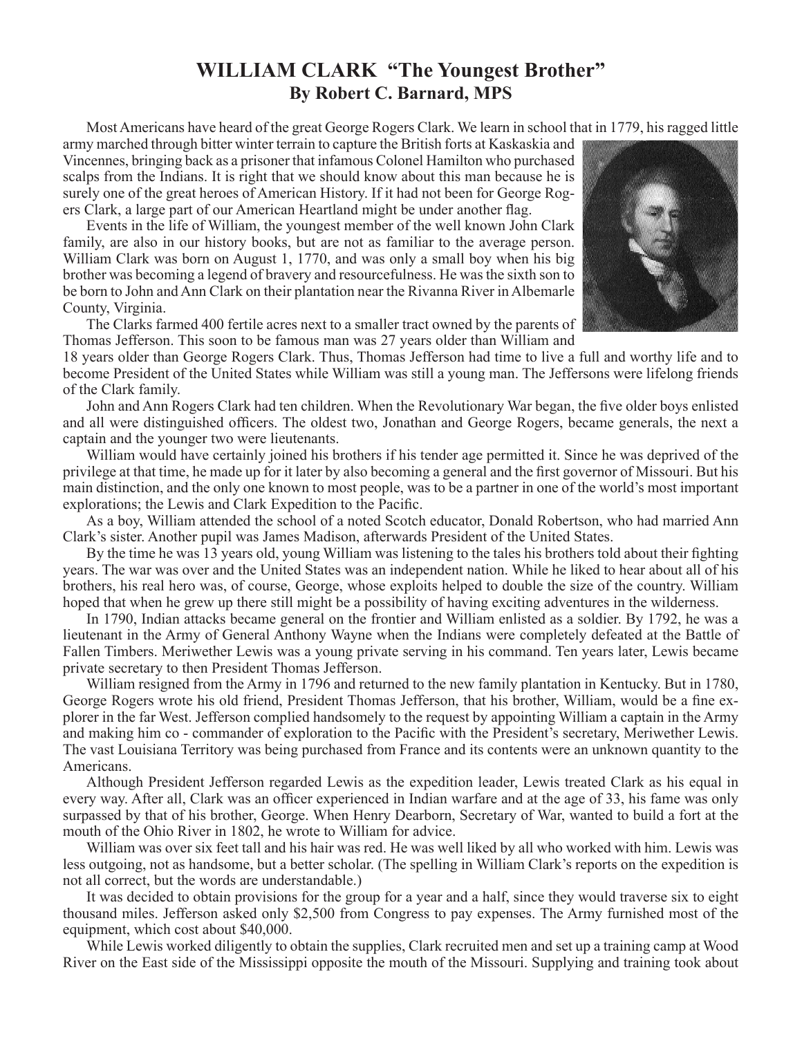# WILLIAM CLARK "The Youngest Brother"

## By Robert C. Barnard, MPS

Most Americans have heard of the great George Rogers Clark. We learn in school that in 1779, his ragged little army marched through bitter winter terrain to capture the British forts at Kaskaskia and Vincennes, bringing back as a prisoner that infamous Colonel Hamilton who purchased scalps from the Indians. It is right that we should know about this man because he is surely one of the great heroes of American History. If it had not been for George Rogers Clark, a large part of our American Heartland might be under another flag.

Events in the life of William, the youngest member of the well known John Clark family, are also in our history books, but are not as familiar to the average person. William Clark was born on August 1, 1770, and was only a small boy when his big brother was becoming a legend of bravery and resourcefulness. He was the sixth son to be born to John and Ann Clark on their plantation near the Rivanna River in Albemarle County, Virginia.

The Clarks farmed 400 fertile acres next to a smaller tract owned by the parents of Thomas Jefferson. This soon to be famous man was 27 years older than William and 18 years older than George Rogers Clark. Thus, Thomas Jefferson had time to live a full and worthy life and to become President of the United States while William was still a young man. The Jeffersons were lifelong friends of the Clark family.

John and Ann Rogers Clark had ten children. When the Revolutionary War began, the five older boys enlisted and all were distinguished officers. The oldest two, Jonathan and George Rogers, became generals, the next a captain and the younger two were lieutenants.

William would have certainly joined his brothers if his tender age permitted it. Since he was deprived of the privilege at that time, he made up for it later by also becoming a general and the first governor of Missouri. But his main distinction, and the only one known to most people, was to be a partner in one of the world's most important explorations; the Lewis and Clark Expedition to the Pacific.

As a boy, William attended the school of a noted Scotch educator, Donald Robertson, who had married Ann Clark's sister. Another pupil was James Madison, afterwards President of the United States.

By the time he was 13 years old, young William was listening to the tales his brothers told about their fighting years. The war was over and the United States was an independent nation. While he liked to hear about all of his brothers, his real hero was, of course, George, whose exploits helped to double the size of the country. William hoped that when he grew up there still might be a possibility of having exciting adventures in the wilderness.

In 1790, Indian attacks became general on the frontier and William enlisted as a soldier. By 1792, he was a lieutenant in the Army of General Anthony Wayne when the Indians were completely defeated at the Battle of Fallen Timbers. Meriwether Lewis was a young private serving in his command. Ten years later, Lewis became private secretary to then President Thomas Jefferson.

William resigned from the Army in 1796 and returned to the new family plantation in Kentucky. But in 1780, George Rogers wrote his old friend, President Thomas Jefferson, that his brother, William, would be a fine explorer in the far West. Jefferson complied handsomely to the request by appointing William a captain in the Army and making him co - commander of exploration to the Pacific with the President's secretary, Meriwether Lewis. The vast Louisiana Territory was being purchased from France and its contents were an unknown quantity to the Americans.

Although President Jefferson regarded Lewis as the expedition leader, Lewis treated Clark as his equal in every way. After all, Clark was an officer experienced in Indian warfare and at the age of 33, his fame was only surpassed by that of his brother, George. When Henry Dearborn, Secretary of War, wanted to build a fort at the mouth of the Ohio River in 1802, he wrote to William for advice.

William was over six feet tall and his hair was red. He was well liked by all who worked with him. Lewis was less outgoing, not as handsome, but a better scholar. (The spelling in William Clark's reports on the expedition is not all correct, but the words are understandable.)

It was decided to obtain provisions for the group for a year and a half, since they would traverse six to eight thousand miles. Jefferson asked only $2,500 from Congress to pay expenses. The Army furnished most of the equipment, which cost about $40,000.

While Lewis worked diligently to obtain the supplies, Clark recruited men and set up a training camp at Wood River on the East side of the Mississippi opposite the mouth of the Missouri. Supplying and training took about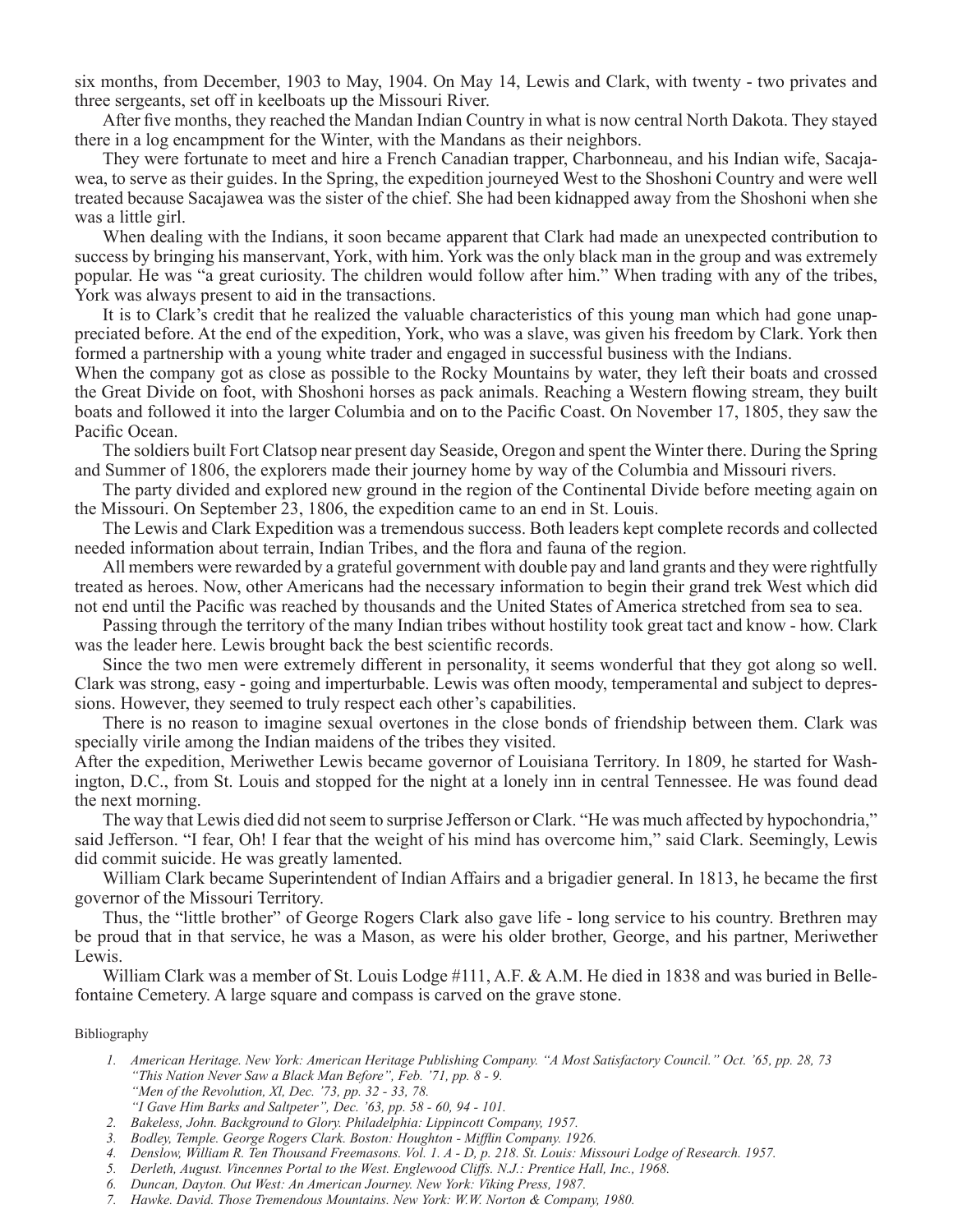six months, from December, 1903 to May, 1904. On May 14, Lewis and Clark, with twenty - two privates and three sergeants, set off in keelboats up the Missouri River.

After five months, they reached the Mandan Indian Country in what is now central North Dakota. They stayed there in a log encampment for the Winter, with the Mandans as their neighbors.

They were fortunate to meet and hire a French Canadian trapper, Charbonneau, and his Indian wife, Sacajawea, to serve as their guides. In the Spring, the expedition journeyed West to the Shoshoni Country and were well treated because Sacajawea was the sister of the chief. She had been kidnapped away from the Shoshoni when she was a little girl.

When dealing with the Indians, it soon became apparent that Clark had made an unexpected contribution to success by bringing his manservant, York, with him. York was the only black man in the group and was extremely popular. He was "a great curiosity. The children would follow after him." When trading with any of the tribes, York was always present to aid in the transactions.

It is to Clark's credit that he realized the valuable characteristics of this young man which had gone unappreciated before. At the end of the expedition, York, who was a slave, was given his freedom by Clark. York then formed a partnership with a young white trader and engaged in successful business with the Indians.

When the company got as close as possible to the Rocky Mountains by water, they left their boats and crossed the Great Divide on foot, with Shoshoni horses as pack animals. Reaching a Western flowing stream, they built boats and followed it into the larger Columbia and on to the Pacific Coast. On November 17, 1805, they saw the Pacific Ocean.

The soldiers built Fort Clatsop near present day Seaside, Oregon and spent the Winter there. During the Spring and Summer of 1806, the explorers made their journey home by way of the Columbia and Missouri rivers.

The party divided and explored new ground in the region of the Continental Divide before meeting again on the Missouri. On September 23, 1806, the expedition came to an end in St. Louis.

The Lewis and Clark Expedition was a tremendous success. Both leaders kept complete records and collected needed information about terrain, Indian Tribes, and the flora and fauna of the region.

All members were rewarded by a grateful government with double pay and land grants and they were rightfully treated as heroes. Now, other Americans had the necessary information to begin their grand trek West which did not end until the Pacific was reached by thousands and the United States of America stretched from sea to sea.

Passing through the territory of the many Indian tribes without hostility took great tact and know - how. Clark was the leader here. Lewis brought back the best scientific records.

Since the two men were extremely different in personality, it seems wonderful that they got along so well. Clark was strong, easy - going and imperturbable. Lewis was often moody, temperamental and subject to depressions. However, they seemed to truly respect each other's capabilities.

There is no reason to imagine sexual overtones in the close bonds of friendship between them. Clark was specially virile among the Indian maidens of the tribes they visited.

After the expedition, Meriwether Lewis became governor of Louisiana Territory. In 1809, he started for Washington, D.C., from St. Louis and stopped for the night at a lonely inn in central Tennessee. He was found dead the next morning.

The way that Lewis died did not seem to surprise Jefferson or Clark. "He was much affected by hypochondria," said Jefferson. "I fear, Oh! I fear that the weight of his mind has overcome him," said Clark. Seemingly, Lewis did commit suicide. He was greatly lamented.

William Clark became Superintendent of Indian Affairs and a brigadier general. In 1813, he became the first governor of the Missouri Territory.

Thus, the "little brother" of George Rogers Clark also gave life - long service to his country. Brethren may be proud that in that service, he was a Mason, as were his older brother, George, and his partner, Meriwether Lewis.

William Clark was a member of St. Louis Lodge #111, A.F. & A.M. He died in 1838 and was buried in Bellefontaine Cemetery. A large square and compass is carved on the grave stone.

Bibliography

1. *American Heritage. New York: American Heritage Publishing Company. "A Most Satisfactory Council." Oct. '65, pp. 28, 73*
   *"This Nation Never Saw a Black Man Before", Feb. '71, pp. 8 - 9.*
   *"Men of the Revolution, Xl, Dec. '73, pp. 32 - 33, 78.*
   *"I Gave Him Barks and Saltpeter", Dec. '63, pp. 58 - 60, 94 - 101.*
2. *Bakeless, John. Background to Glory. Philadelphia: Lippincott Company, 1957.*
3. *Bodley, Temple. George Rogers Clark. Boston: Houghton - Mifflin Company. 1926.*
4. *Denslow, William R. Ten Thousand Freemasons. Vol. 1. A - D, p. 218. St. Louis: Missouri Lodge of Research. 1957.*
5. *Derleth, August. Vincennes Portal to the West. Englewood Cliffs. N.J.: Prentice Hall, Inc., 1968.*
6. *Duncan, Dayton. Out West: An American Journey. New York: Viking Press, 1987.*
7. *Hawke. David. Those Tremendous Mountains. New York: W.W. Norton & Company, 1980.*